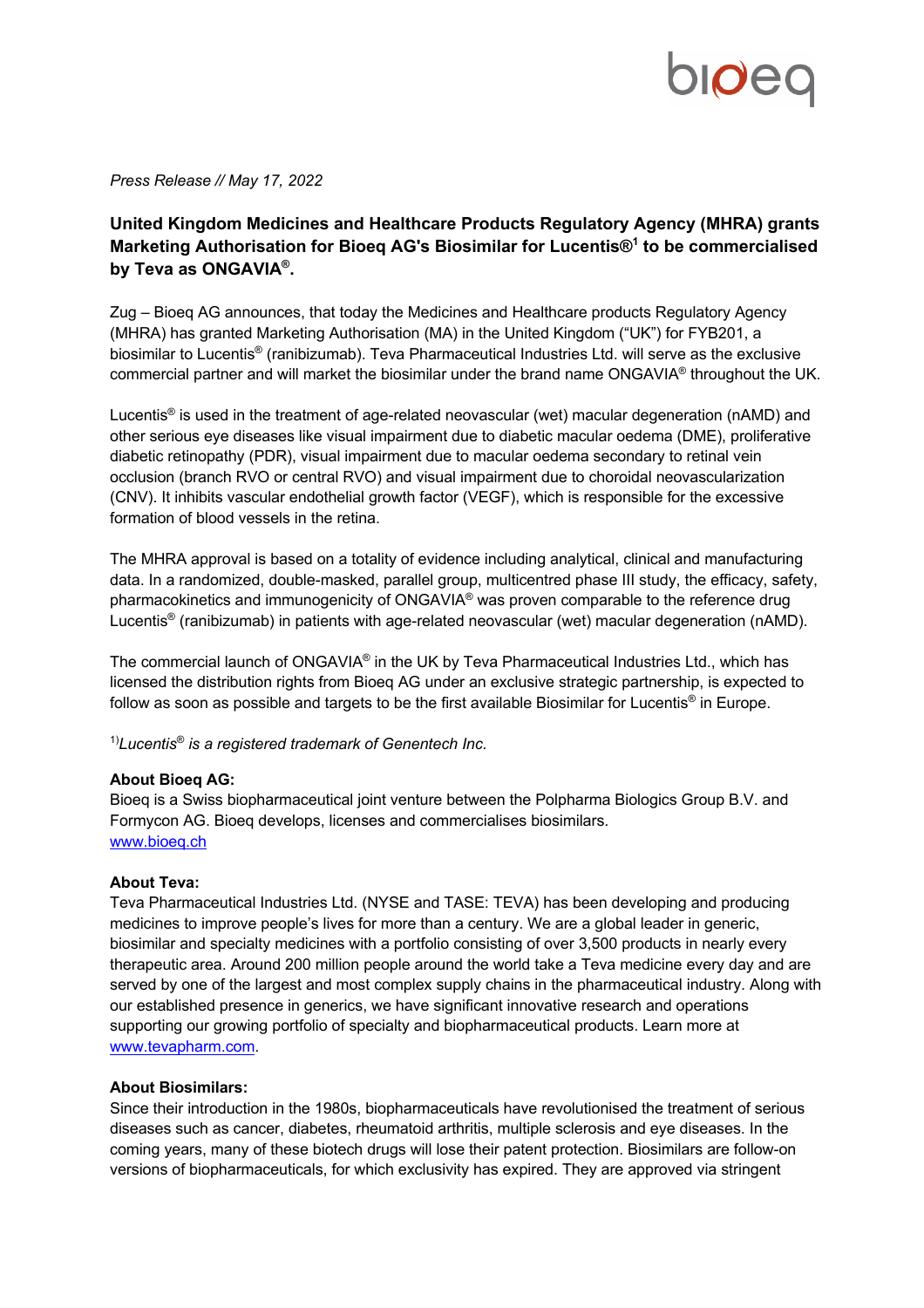*Press Release // May 17, 2022*

# United Kingdom Medicines and Healthcare Products Regulatory Agency (MHRA) grants Marketing Authorisation for Bioeq AG's Biosimilar for Lucentis®[1] to be commercialised by Teva as ONGAVIA®.

Zug – Bioeq AG announces, that today the Medicines and Healthcare products Regulatory Agency (MHRA) has granted Marketing Authorisation (MA) in the United Kingdom ("UK") for FYB201, a biosimilar to Lucentis® (ranibizumab). Teva Pharmaceutical Industries Ltd. will serve as the exclusive commercial partner and will market the biosimilar under the brand name ONGAVIA® throughout the UK.

Lucentis® is used in the treatment of age-related neovascular (wet) macular degeneration (nAMD) and other serious eye diseases like visual impairment due to diabetic macular oedema (DME), proliferative diabetic retinopathy (PDR), visual impairment due to macular oedema secondary to retinal vein occlusion (branch RVO or central RVO) and visual impairment due to choroidal neovascularization (CNV). It inhibits vascular endothelial growth factor (VEGF), which is responsible for the excessive formation of blood vessels in the retina.

The MHRA approval is based on a totality of evidence including analytical, clinical and manufacturing data. In a randomized, double-masked, parallel group, multicentred phase III study, the efficacy, safety, pharmacokinetics and immunogenicity of ONGAVIA® was proven comparable to the reference drug Lucentis® (ranibizumab) in patients with age-related neovascular (wet) macular degeneration (nAMD).

The commercial launch of ONGAVIA® in the UK by Teva Pharmaceutical Industries Ltd., which has licensed the distribution rights from Bioeq AG under an exclusive strategic partnership, is expected to follow as soon as possible and targets to be the first available Biosimilar for Lucentis® in Europe.

[1)]*Lucentis® is a registered trademark of Genentech Inc.*

**About Bioeq AG:**
Bioeq is a Swiss biopharmaceutical joint venture between the Polpharma Biologics Group B.V. and Formycon AG. Bioeq develops, licenses and commercialises biosimilars.
www.bioeq.ch

**About Teva:**
Teva Pharmaceutical Industries Ltd. (NYSE and TASE: TEVA) has been developing and producing medicines to improve people's lives for more than a century. We are a global leader in generic, biosimilar and specialty medicines with a portfolio consisting of over 3,500 products in nearly every therapeutic area. Around 200 million people around the world take a Teva medicine every day and are served by one of the largest and most complex supply chains in the pharmaceutical industry. Along with our established presence in generics, we have significant innovative research and operations supporting our growing portfolio of specialty and biopharmaceutical products. Learn more at www.tevapharm.com.

**About Biosimilars:**
Since their introduction in the 1980s, biopharmaceuticals have revolutionised the treatment of serious diseases such as cancer, diabetes, rheumatoid arthritis, multiple sclerosis and eye diseases. In the coming years, many of these biotech drugs will lose their patent protection. Biosimilars are follow-on versions of biopharmaceuticals, for which exclusivity has expired. They are approved via stringent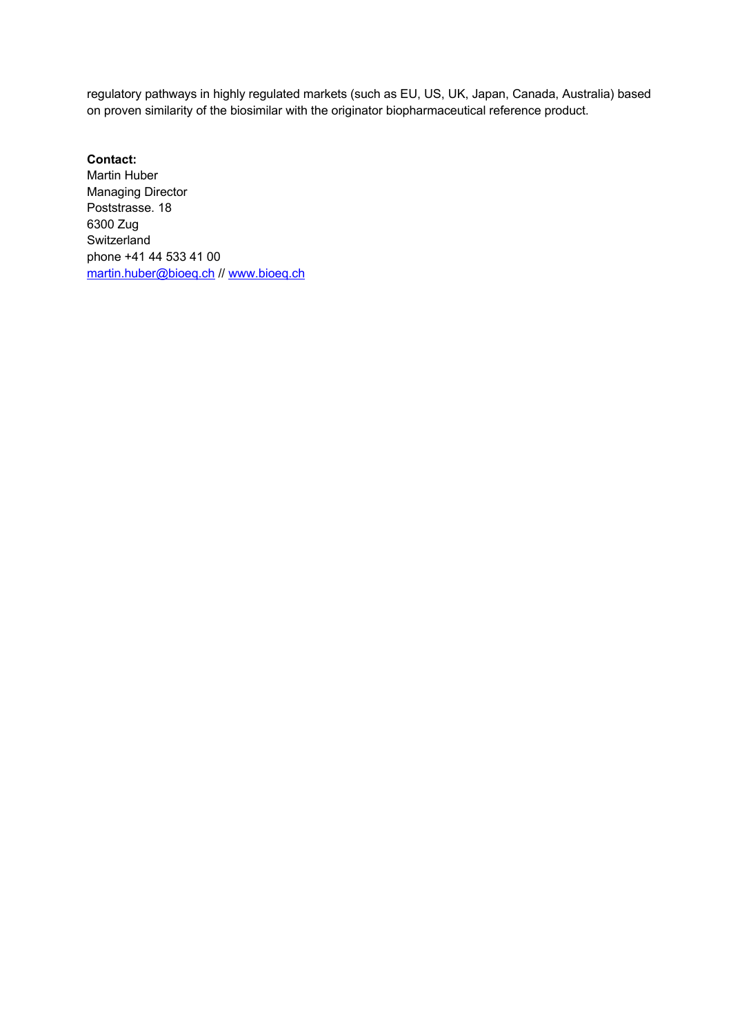regulatory pathways in highly regulated markets (such as EU, US, UK, Japan, Canada, Australia) based on proven similarity of the biosimilar with the originator biopharmaceutical reference product.

**Contact:**
Martin Huber
Managing Director
Poststrasse. 18
6300 Zug
Switzerland
phone +41 44 533 41 00
martin.huber@bioeq.ch // www.bioeq.ch